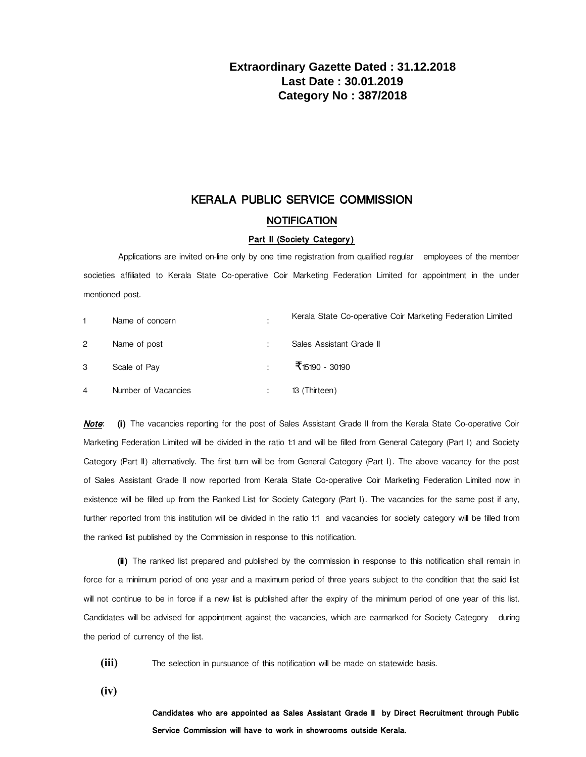**Extraordinary Gazette Dated : 31.12.2018**
**Last Date : 30.01.2019**
**Category No : 387/2018**

# KERALA PUBLIC SERVICE COMMISSION

## NOTIFICATION

### Part II (Society Category)

Applications are invited on-line only by one time registration from qualified regular employees of the member societies affiliated to Kerala State Co-operative Coir Marketing Federation Limited for appointment in the under mentioned post.

| | | | |
|---|---|---|---|
| 1 | Name of concern | : | Kerala State Co-operative Coir Marketing Federation Limited |
| 2 | Name of post | : | Sales Assistant Grade II |
| 3 | Scale of Pay | : | ₹15190 - 30190 |
| 4 | Number of Vacancies | : | 13 (Thirteen) |

***Note***: **(i)** The vacancies reporting for the post of Sales Assistant Grade II from the Kerala State Co-operative Coir Marketing Federation Limited will be divided in the ratio 1:1 and will be filled from General Category (Part I) and Society Category (Part II) alternatively. The first turn will be from General Category (Part I). The above vacancy for the post of Sales Assistant Grade II now reported from Kerala State Co-operative Coir Marketing Federation Limited now in existence will be filled up from the Ranked List for Society Category (Part I). The vacancies for the same post if any, further reported from this institution will be divided in the ratio 1:1 and vacancies for society category will be filled from the ranked list published by the Commission in response to this notification.

**(ii)** The ranked list prepared and published by the commission in response to this notification shall remain in force for a minimum period of one year and a maximum period of three years subject to the condition that the said list will not continue to be in force if a new list is published after the expiry of the minimum period of one year of this list. Candidates will be advised for appointment against the vacancies, which are earmarked for Society Category during the period of currency of the list.

**(iii)** The selection in pursuance of this notification will be made on statewide basis.

**(iv)** **Candidates who are appointed as Sales Assistant Grade II by Direct Recruitment through Public Service Commission will have to work in showrooms outside Kerala.**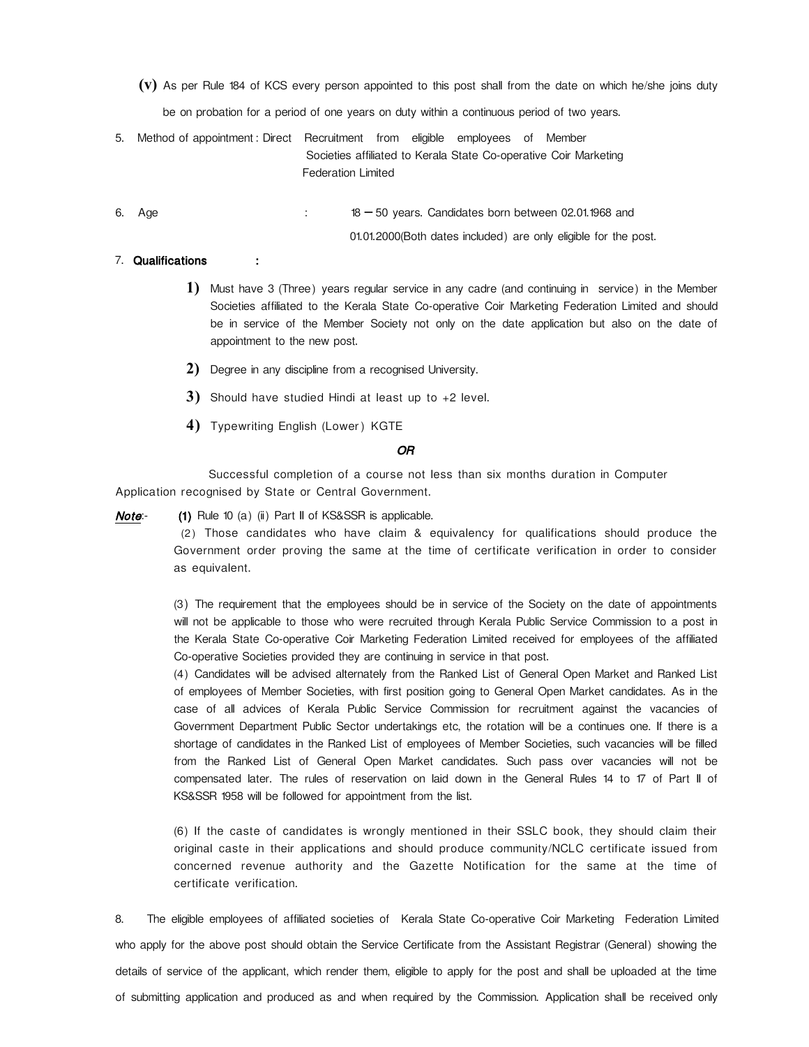**(v)** As per Rule 184 of KCS every person appointed to this post shall from the date on which he/she joins duty be on probation for a period of one years on duty within a continuous period of two years.

5. Method of appointment : Direct Recruitment from eligible employees of Member Societies affiliated to Kerala State Co-operative Coir Marketing Federation Limited

6. Age : 18 – 50 years. Candidates born between 02.01.1968 and 01.01.2000(Both dates included) are only eligible for the post.

7. **Qualifications :**

**1)** Must have 3 (Three) years regular service in any cadre (and continuing in service) in the Member Societies affiliated to the Kerala State Co-operative Coir Marketing Federation Limited and should be in service of the Member Society not only on the date application but also on the date of appointment to the new post.

**2)** Degree in any discipline from a recognised University.

**3)** Should have studied Hindi at least up to +2 level.

**4)** Typewriting English (Lower) KGTE

***OR***

Successful completion of a course not less than six months duration in Computer Application recognised by State or Central Government.

***Note***:- **(1)** Rule 10 (a) (ii) Part II of KS&SSR is applicable.

(2) Those candidates who have claim & equivalency for qualifications should produce the Government order proving the same at the time of certificate verification in order to consider as equivalent.

(3) The requirement that the employees should be in service of the Society on the date of appointments will not be applicable to those who were recruited through Kerala Public Service Commission to a post in the Kerala State Co-operative Coir Marketing Federation Limited received for employees of the affiliated Co-operative Societies provided they are continuing in service in that post.

(4) Candidates will be advised alternately from the Ranked List of General Open Market and Ranked List of employees of Member Societies, with first position going to General Open Market candidates. As in the case of all advices of Kerala Public Service Commission for recruitment against the vacancies of Government Department Public Sector undertakings etc, the rotation will be a continues one. If there is a shortage of candidates in the Ranked List of employees of Member Societies, such vacancies will be filled from the Ranked List of General Open Market candidates. Such pass over vacancies will not be compensated later. The rules of reservation on laid down in the General Rules 14 to 17 of Part II of KS&SSR 1958 will be followed for appointment from the list.

(6) If the caste of candidates is wrongly mentioned in their SSLC book, they should claim their original caste in their applications and should produce community/NCLC certificate issued from concerned revenue authority and the Gazette Notification for the same at the time of certificate verification.

8. The eligible employees of affiliated societies of Kerala State Co-operative Coir Marketing Federation Limited who apply for the above post should obtain the Service Certificate from the Assistant Registrar (General) showing the details of service of the applicant, which render them, eligible to apply for the post and shall be uploaded at the time of submitting application and produced as and when required by the Commission. Application shall be received only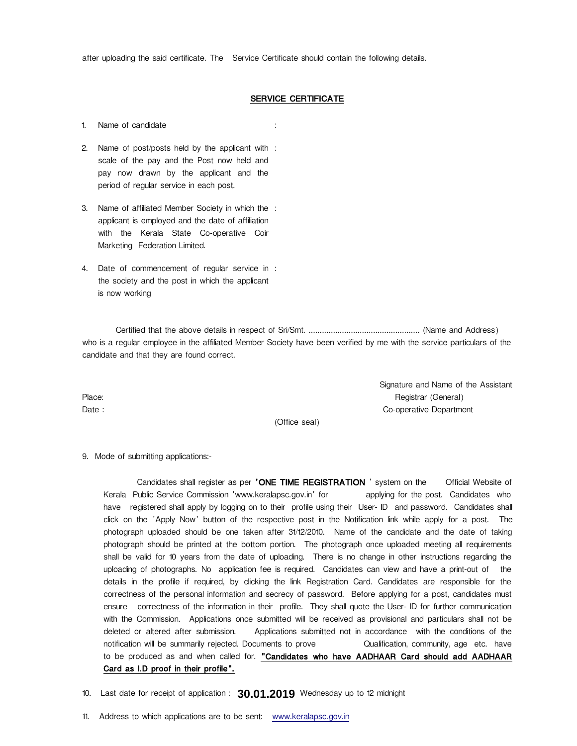after uploading the said certificate. The Service Certificate should contain the following details.

## SERVICE CERTIFICATE

1. Name of candidate :

2. Name of post/posts held by the applicant with scale of the pay and the Post now held and pay now drawn by the applicant and the period of regular service in each post. :

3. Name of affiliated Member Society in which the applicant is employed and the date of affiliation with the Kerala State Co-operative Coir Marketing Federation Limited. :

4. Date of commencement of regular service in the society and the post in which the applicant is now working :

Certified that the above details in respect of Sri/Smt. .................................................. (Name and Address) who is a regular employee in the affiliated Member Society have been verified by me with the service particulars of the candidate and that they are found correct.

Place:

Date :

Signature and Name of the Assistant Registrar (General)
Co-operative Department

(Office seal)

9. Mode of submitting applications:-

Candidates shall register as per **'ONE TIME REGISTRATION '** system on the Official Website of Kerala Public Service Commission 'www.keralapsc.gov.in' for applying for the post. Candidates who have registered shall apply by logging on to their profile using their User- ID and password. Candidates shall click on the 'Apply Now' button of the respective post in the Notification link while apply for a post. The photograph uploaded should be one taken after 31/12/2010. Name of the candidate and the date of taking photograph should be printed at the bottom portion. The photograph once uploaded meeting all requirements shall be valid for 10 years from the date of uploading. There is no change in other instructions regarding the uploading of photographs. No application fee is required. Candidates can view and have a print-out of the details in the profile if required, by clicking the link Registration Card. Candidates are responsible for the correctness of the personal information and secrecy of password. Before applying for a post, candidates must ensure correctness of the information in their profile. They shall quote the User- ID for further communication with the Commission. Applications once submitted will be received as provisional and particulars shall not be deleted or altered after submission. Applications submitted not in accordance with the conditions of the notification will be summarily rejected. Documents to prove Qualification, community, age etc. have to be produced as and when called for. **"Candidates who have AADHAAR Card should add AADHAAR Card as I.D proof in their profile".**

10. Last date for receipt of application : **30.01.2019** Wednesday up to 12 midnight

11. Address to which applications are to be sent: www.keralapsc.gov.in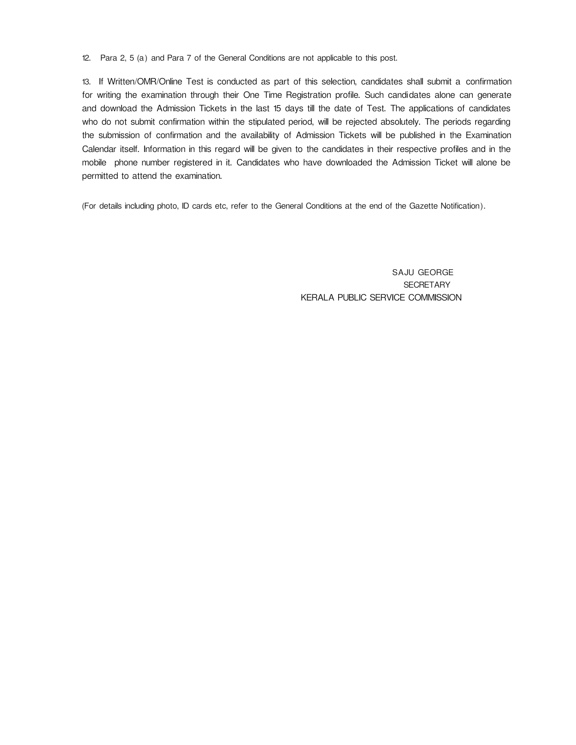12. Para 2, 5 (a) and Para 7 of the General Conditions are not applicable to this post.

13. If Written/OMR/Online Test is conducted as part of this selection, candidates shall submit a confirmation for writing the examination through their One Time Registration profile. Such candidates alone can generate and download the Admission Tickets in the last 15 days till the date of Test. The applications of candidates who do not submit confirmation within the stipulated period, will be rejected absolutely. The periods regarding the submission of confirmation and the availability of Admission Tickets will be published in the Examination Calendar itself. Information in this regard will be given to the candidates in their respective profiles and in the mobile phone number registered in it. Candidates who have downloaded the Admission Ticket will alone be permitted to attend the examination.

(For details including photo, ID cards etc, refer to the General Conditions at the end of the Gazette Notification).

SAJU GEORGE
SECRETARY
KERALA PUBLIC SERVICE COMMISSION